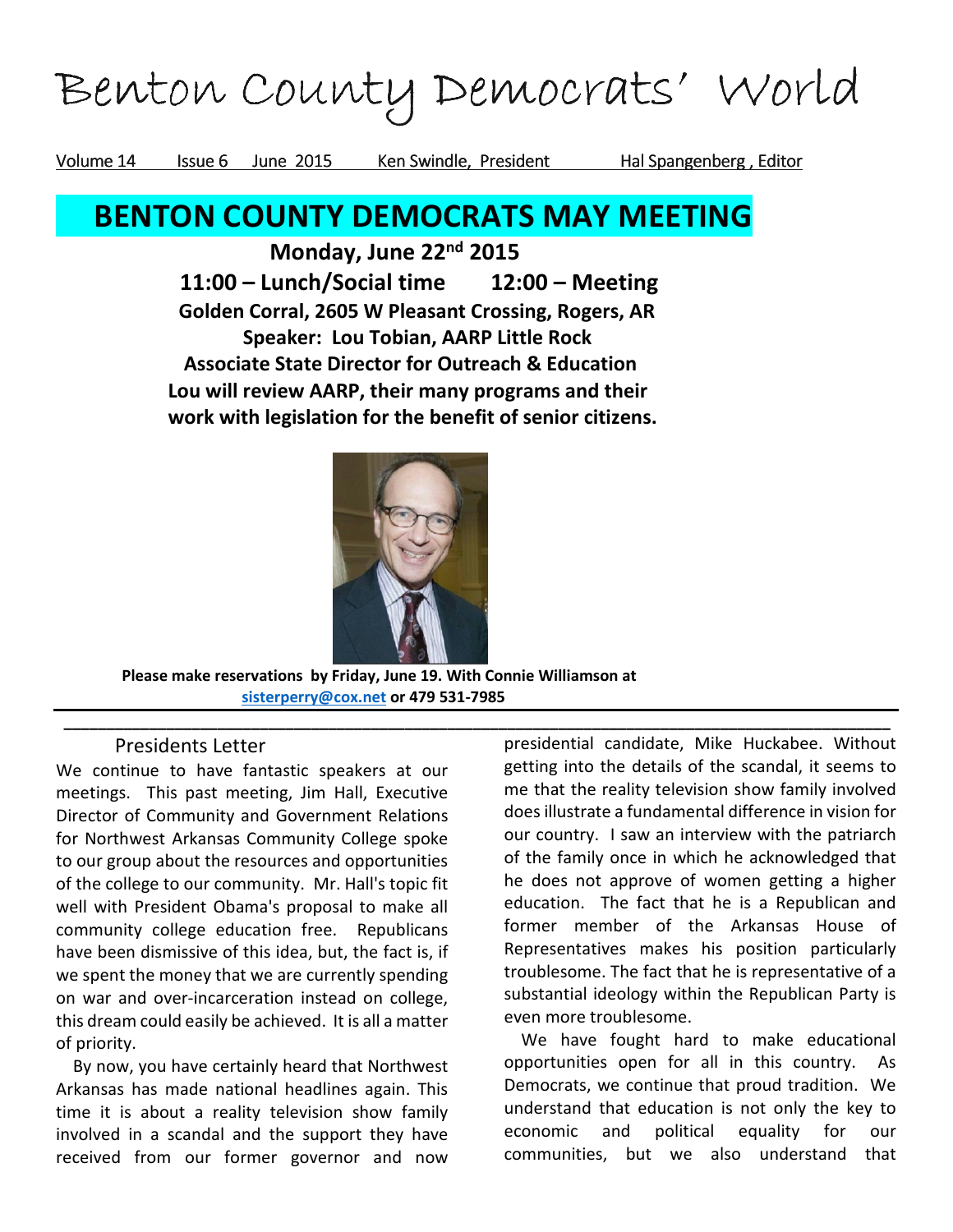# Benton County Democrats' World

Volume 14 Issue 6 June 2015 Ken Swindle, President Hal Spangenberg , Editor

## BENTON COUNTY DEMOCRATS MAY MEETING

**Monday, June 22nd 2015**

**11:00 – Lunch/Social time 12:00 – Meeting**

**Golden Corral, 2605 W Pleasant Crossing, Rogers, AR**

**Speaker: Lou Tobian, AARP Little Rock**

**Associate State Director for Outreach & Education**

**Lou will review AARP, their many programs and their work with legislation for the benefit of senior citizens.**

**Please make reservations by Friday, June 19. With Connie Williamson at sisterperry@cox.net or 479 531-7985**

---

### Presidents Letter

We continue to have fantastic speakers at our meetings. This past meeting, Jim Hall, Executive Director of Community and Government Relations for Northwest Arkansas Community College spoke to our group about the resources and opportunities of the college to our community. Mr. Hall's topic fit well with President Obama's proposal to make all community college education free. Republicans have been dismissive of this idea, but, the fact is, if we spent the money that we are currently spending on war and over-incarceration instead on college, this dream could easily be achieved. It is all a matter of priority.

By now, you have certainly heard that Northwest Arkansas has made national headlines again. This time it is about a reality television show family involved in a scandal and the support they have received from our former governor and now presidential candidate, Mike Huckabee. Without getting into the details of the scandal, it seems to me that the reality television show family involved does illustrate a fundamental difference in vision for our country. I saw an interview with the patriarch of the family once in which he acknowledged that he does not approve of women getting a higher education. The fact that he is a Republican and former member of the Arkansas House of Representatives makes his position particularly troublesome. The fact that he is representative of a substantial ideology within the Republican Party is even more troublesome.

We have fought hard to make educational opportunities open for all in this country. As Democrats, we continue that proud tradition. We understand that education is not only the key to economic and political equality for our communities, but we also understand that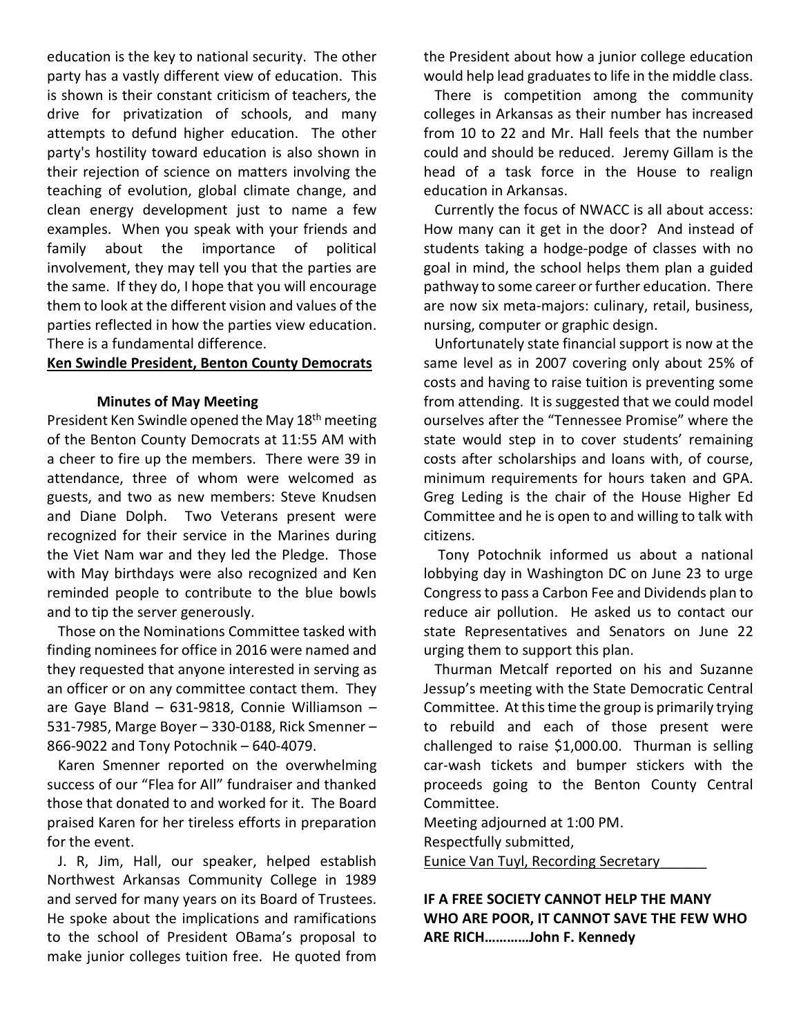education is the key to national security. The other party has a vastly different view of education. This is shown is their constant criticism of teachers, the drive for privatization of schools, and many attempts to defund higher education. The other party's hostility toward education is also shown in their rejection of science on matters involving the teaching of evolution, global climate change, and clean energy development just to name a few examples. When you speak with your friends and family about the importance of political involvement, they may tell you that the parties are the same. If they do, I hope that you will encourage them to look at the different vision and values of the parties reflected in how the parties view education. There is a fundamental difference.

**Ken Swindle President, Benton County Democrats**

### Minutes of May Meeting

President Ken Swindle opened the May 18th meeting of the Benton County Democrats at 11:55 AM with a cheer to fire up the members. There were 39 in attendance, three of whom were welcomed as guests, and two as new members: Steve Knudsen and Diane Dolph. Two Veterans present were recognized for their service in the Marines during the Viet Nam war and they led the Pledge. Those with May birthdays were also recognized and Ken reminded people to contribute to the blue bowls and to tip the server generously.

Those on the Nominations Committee tasked with finding nominees for office in 2016 were named and they requested that anyone interested in serving as an officer or on any committee contact them. They are Gaye Bland – 631-9818, Connie Williamson – 531-7985, Marge Boyer – 330-0188, Rick Smenner – 866-9022 and Tony Potochnik – 640-4079.

Karen Smenner reported on the overwhelming success of our "Flea for All" fundraiser and thanked those that donated to and worked for it. The Board praised Karen for her tireless efforts in preparation for the event.

J. R, Jim, Hall, our speaker, helped establish Northwest Arkansas Community College in 1989 and served for many years on its Board of Trustees. He spoke about the implications and ramifications to the school of President OBama's proposal to make junior colleges tuition free. He quoted from the President about how a junior college education would help lead graduates to life in the middle class.

There is competition among the community colleges in Arkansas as their number has increased from 10 to 22 and Mr. Hall feels that the number could and should be reduced. Jeremy Gillam is the head of a task force in the House to realign education in Arkansas.

Currently the focus of NWACC is all about access: How many can it get in the door? And instead of students taking a hodge-podge of classes with no goal in mind, the school helps them plan a guided pathway to some career or further education. There are now six meta-majors: culinary, retail, business, nursing, computer or graphic design.

Unfortunately state financial support is now at the same level as in 2007 covering only about 25% of costs and having to raise tuition is preventing some from attending. It is suggested that we could model ourselves after the "Tennessee Promise" where the state would step in to cover students' remaining costs after scholarships and loans with, of course, minimum requirements for hours taken and GPA. Greg Leding is the chair of the House Higher Ed Committee and he is open to and willing to talk with citizens.

Tony Potochnik informed us about a national lobbying day in Washington DC on June 23 to urge Congress to pass a Carbon Fee and Dividends plan to reduce air pollution. He asked us to contact our state Representatives and Senators on June 22 urging them to support this plan.

Thurman Metcalf reported on his and Suzanne Jessup's meeting with the State Democratic Central Committee. At this time the group is primarily trying to rebuild and each of those present were challenged to raise $1,000.00. Thurman is selling car-wash tickets and bumper stickers with the proceeds going to the Benton County Central Committee.

Meeting adjourned at 1:00 PM.

Respectfully submitted,

Eunice Van Tuyl, Recording Secretary

**IF A FREE SOCIETY CANNOT HELP THE MANY WHO ARE POOR, IT CANNOT SAVE THE FEW WHO ARE RICH…………John F. Kennedy**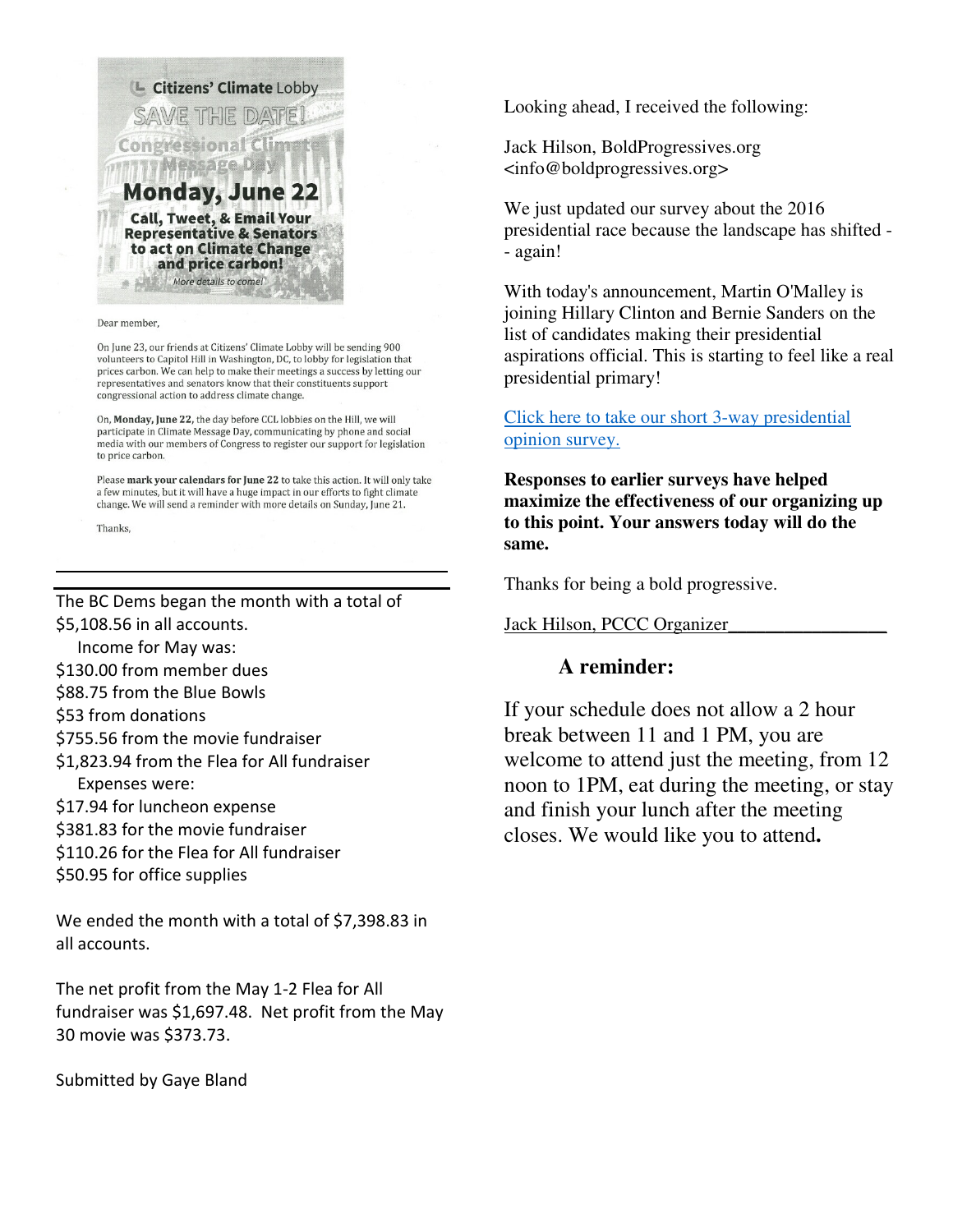Citizens' Climate Lobby

SAVE THE DATE!

Congressional Climate Message Day

**Monday, June 22**

**Call, Tweet, & Email Your Representative & Senators to act on Climate Change and price carbon!**

*More details to come!*

Dear member,

On June 23, our friends at Citizens' Climate Lobby will be sending 900 volunteers to Capitol Hill in Washington, DC, to lobby for legislation that prices carbon. We can help to make their meetings a success by letting our representatives and senators know that their constituents support congressional action to address climate change.

On, **Monday, June 22**, the day before CCL lobbies on the Hill, we will participate in Climate Message Day, communicating by phone and social media with our members of Congress to register our support for legislation to price carbon.

Please **mark your calendars for June 22** to take this action. It will only take a few minutes, but it will have a huge impact in our efforts to fight climate change. We will send a reminder with more details on Sunday, June 21.

Thanks,

---

The BC Dems began the month with a total of $5,108.56 in all accounts.

Income for May was:

$130.00 from member dues
$88.75 from the Blue Bowls
$53 from donations
$755.56 from the movie fundraiser
$1,823.94 from the Flea for All fundraiser

Expenses were:

$17.94 for luncheon expense
$381.83 for the movie fundraiser
$110.26 for the Flea for All fundraiser
$50.95 for office supplies

We ended the month with a total of $7,398.83 in all accounts.

The net profit from the May 1-2 Flea for All fundraiser was $1,697.48. Net profit from the May 30 movie was $373.73.

Submitted by Gaye Bland

Looking ahead, I received the following:

Jack Hilson, BoldProgressives.org
<info@boldprogressives.org>

We just updated our survey about the 2016 presidential race because the landscape has shifted -- again!

With today's announcement, Martin O'Malley is joining Hillary Clinton and Bernie Sanders on the list of candidates making their presidential aspirations official. This is starting to feel like a real presidential primary!

Click here to take our short 3-way presidential opinion survey.

**Responses to earlier surveys have helped maximize the effectiveness of our organizing up to this point. Your answers today will do the same.**

Thanks for being a bold progressive.

Jack Hilson, PCCC Organizer

### A reminder:

If your schedule does not allow a 2 hour break between 11 and 1 PM, you are welcome to attend just the meeting, from 12 noon to 1PM, eat during the meeting, or stay and finish your lunch after the meeting closes. We would like you to attend**.**